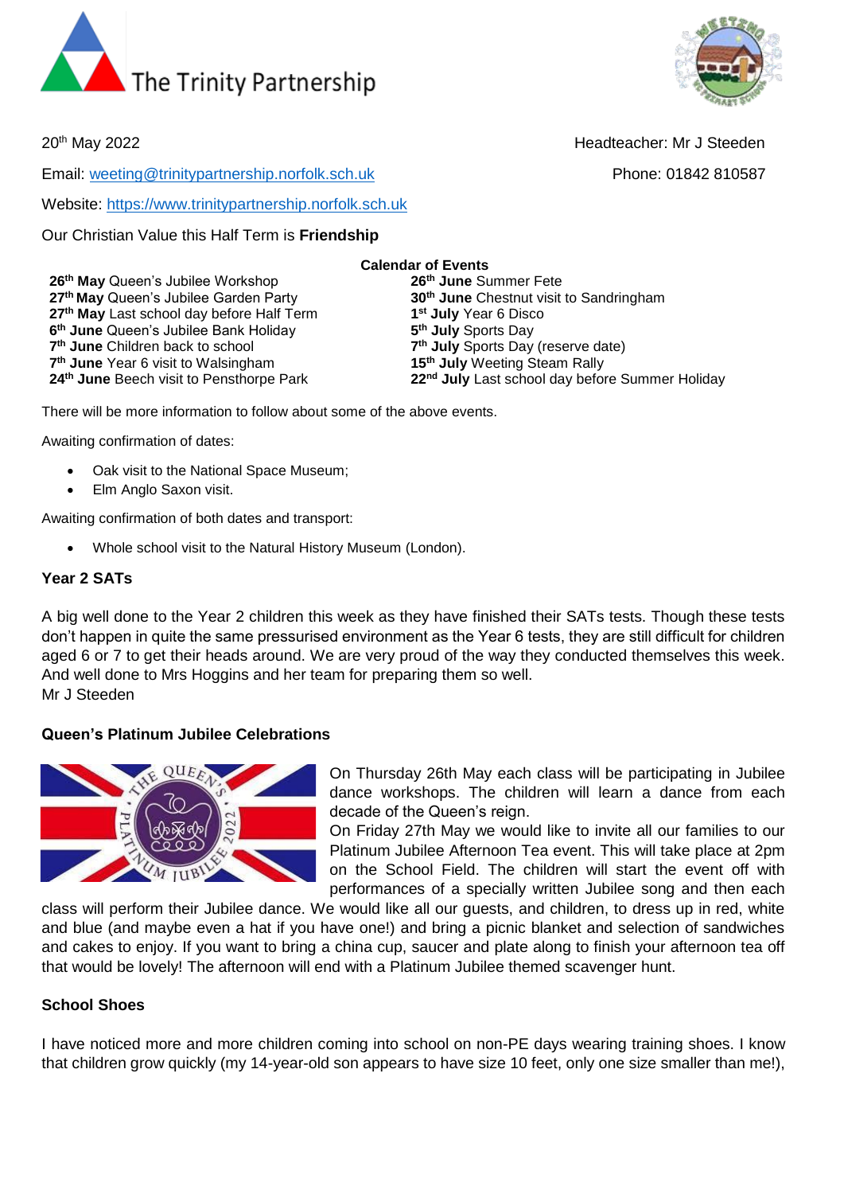The Trinity Partnership

20th May 2022

Headteacher: Mr J Steeden

Email: weeting@trinitypartnership.norfolk.sch.uk

Phone: 01842 810587

Website: https://www.trinitypartnership.norfolk.sch.uk

Our Christian Value this Half Term is **Friendship**

**Calendar of Events**

- **26th May** Queen's Jubilee Workshop
- **27th May** Queen's Jubilee Garden Party
- **27th May** Last school day before Half Term
- **6th June** Queen's Jubilee Bank Holiday
- **7th June** Children back to school
- **7th June** Year 6 visit to Walsingham
- **24th June** Beech visit to Pensthorpe Park
- **26th June** Summer Fete
- **30th June** Chestnut visit to Sandringham
- **1st July** Year 6 Disco
- **5th July** Sports Day
- **7th July** Sports Day (reserve date)
- **15th July** Weeting Steam Rally
- **22nd July** Last school day before Summer Holiday

There will be more information to follow about some of the above events.

Awaiting confirmation of dates:

- Oak visit to the National Space Museum;
- Elm Anglo Saxon visit.

Awaiting confirmation of both dates and transport:

- Whole school visit to the Natural History Museum (London).

**Year 2 SATs**

A big well done to the Year 2 children this week as they have finished their SATs tests. Though these tests don't happen in quite the same pressurised environment as the Year 6 tests, they are still difficult for children aged 6 or 7 to get their heads around. We are very proud of the way they conducted themselves this week. And well done to Mrs Hoggins and her team for preparing them so well.
Mr J Steeden

**Queen's Platinum Jubilee Celebrations**

On Thursday 26th May each class will be participating in Jubilee dance workshops. The children will learn a dance from each decade of the Queen's reign.
On Friday 27th May we would like to invite all our families to our Platinum Jubilee Afternoon Tea event. This will take place at 2pm on the School Field. The children will start the event off with performances of a specially written Jubilee song and then each class will perform their Jubilee dance. We would like all our guests, and children, to dress up in red, white and blue (and maybe even a hat if you have one!) and bring a picnic blanket and selection of sandwiches and cakes to enjoy. If you want to bring a china cup, saucer and plate along to finish your afternoon tea off that would be lovely! The afternoon will end with a Platinum Jubilee themed scavenger hunt.

**School Shoes**

I have noticed more and more children coming into school on non-PE days wearing training shoes. I know that children grow quickly (my 14-year-old son appears to have size 10 feet, only one size smaller than me!),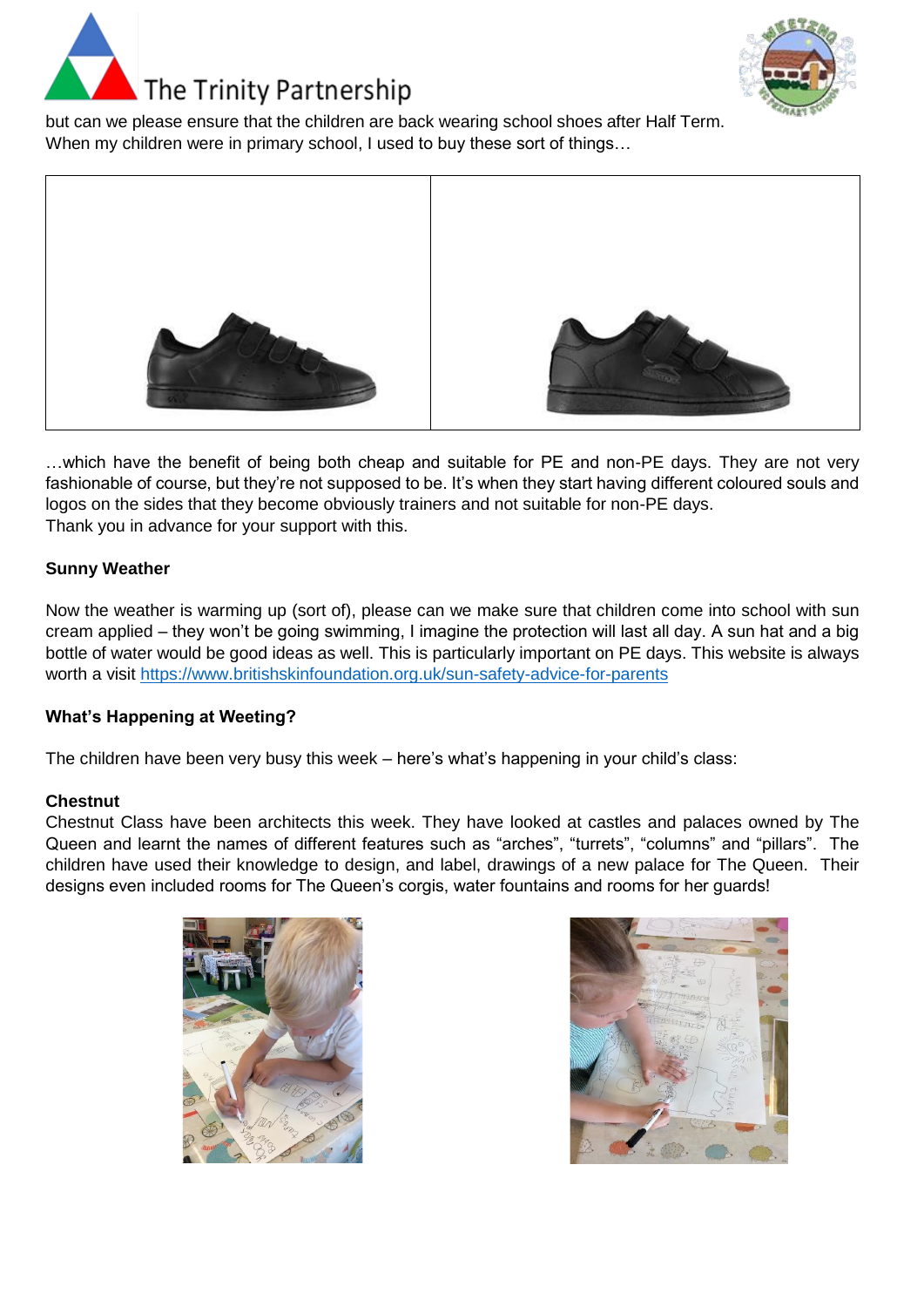but can we please ensure that the children are back wearing school shoes after Half Term. When my children were in primary school, I used to buy these sort of things…

…which have the benefit of being both cheap and suitable for PE and non-PE days. They are not very fashionable of course, but they're not supposed to be. It's when they start having different coloured souls and logos on the sides that they become obviously trainers and not suitable for non-PE days.
Thank you in advance for your support with this.

**Sunny Weather**

Now the weather is warming up (sort of), please can we make sure that children come into school with sun cream applied – they won't be going swimming, I imagine the protection will last all day. A sun hat and a big bottle of water would be good ideas as well. This is particularly important on PE days. This website is always worth a visit https://www.britishskinfoundation.org.uk/sun-safety-advice-for-parents

**What's Happening at Weeting?**

The children have been very busy this week – here's what's happening in your child's class:

**Chestnut**
Chestnut Class have been architects this week. They have looked at castles and palaces owned by The Queen and learnt the names of different features such as "arches", "turrets", "columns" and "pillars". The children have used their knowledge to design, and label, drawings of a new palace for The Queen. Their designs even included rooms for The Queen's corgis, water fountains and rooms for her guards!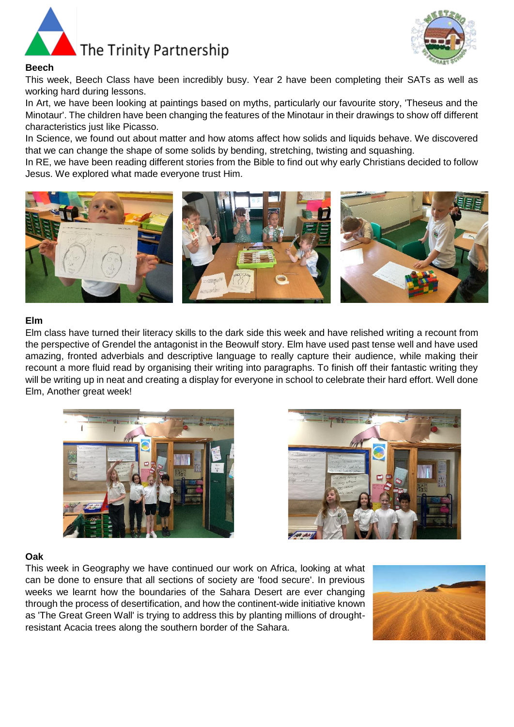## Beech

This week, Beech Class have been incredibly busy. Year 2 have been completing their SATs as well as working hard during lessons.

In Art, we have been looking at paintings based on myths, particularly our favourite story, 'Theseus and the Minotaur'. The children have been changing the features of the Minotaur in their drawings to show off different characteristics just like Picasso.

In Science, we found out about matter and how atoms affect how solids and liquids behave. We discovered that we can change the shape of some solids by bending, stretching, twisting and squashing.

In RE, we have been reading different stories from the Bible to find out why early Christians decided to follow Jesus. We explored what made everyone trust Him.

## Elm

Elm class have turned their literacy skills to the dark side this week and have relished writing a recount from the perspective of Grendel the antagonist in the Beowulf story. Elm have used past tense well and have used amazing, fronted adverbials and descriptive language to really capture their audience, while making their recount a more fluid read by organising their writing into paragraphs. To finish off their fantastic writing they will be writing up in neat and creating a display for everyone in school to celebrate their hard effort. Well done Elm, Another great week!

## Oak

This week in Geography we have continued our work on Africa, looking at what can be done to ensure that all sections of society are 'food secure'. In previous weeks we learnt how the boundaries of the Sahara Desert are ever changing through the process of desertification, and how the continent-wide initiative known as 'The Great Green Wall' is trying to address this by planting millions of drought-resistant Acacia trees along the southern border of the Sahara.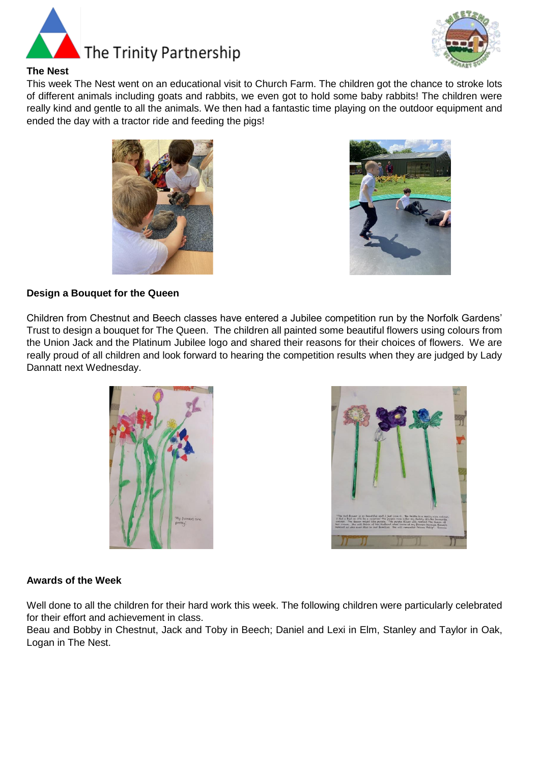### The Nest

This week The Nest went on an educational visit to Church Farm. The children got the chance to stroke lots of different animals including goats and rabbits, we even got to hold some baby rabbits! The children were really kind and gentle to all the animals. We then had a fantastic time playing on the outdoor equipment and ended the day with a tractor ride and feeding the pigs!

### Design a Bouquet for the Queen

Children from Chestnut and Beech classes have entered a Jubilee competition run by the Norfolk Gardens' Trust to design a bouquet for The Queen. The children all painted some beautiful flowers using colours from the Union Jack and the Platinum Jubilee logo and shared their reasons for their choices of flowers. We are really proud of all children and look forward to hearing the competition results when they are judged by Lady Dannatt next Wednesday.

### Awards of the Week

Well done to all the children for their hard work this week. The following children were particularly celebrated for their effort and achievement in class.

Beau and Bobby in Chestnut, Jack and Toby in Beech; Daniel and Lexi in Elm, Stanley and Taylor in Oak, Logan in The Nest.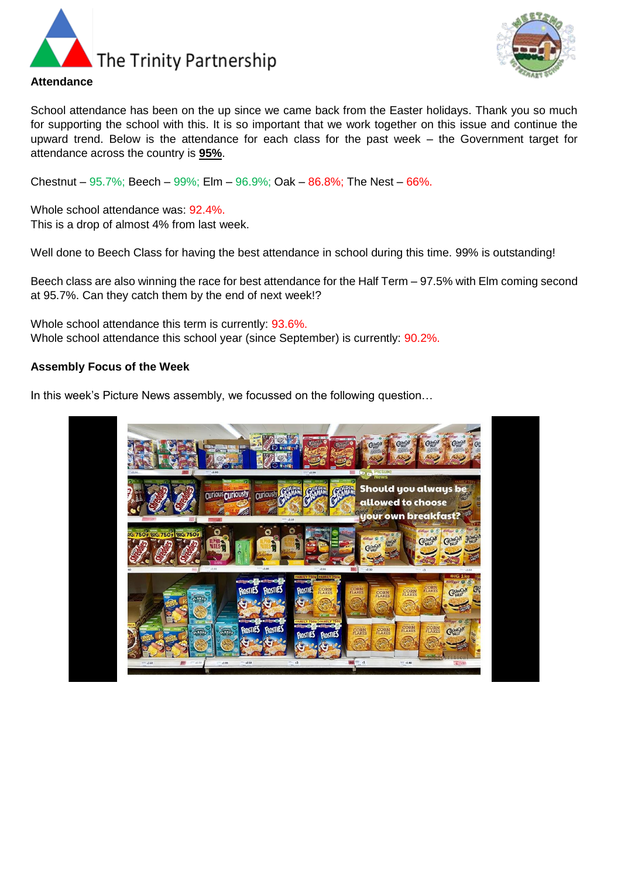**Attendance**

School attendance has been on the up since we came back from the Easter holidays. Thank you so much for supporting the school with this. It is so important that we work together on this issue and continue the upward trend. Below is the attendance for each class for the past week – the Government target for attendance across the country is **95%**.

Chestnut – 95.7%; Beech – 99%; Elm – 96.9%; Oak – 86.8%; The Nest – 66%.

Whole school attendance was: 92.4%.
This is a drop of almost 4% from last week.

Well done to Beech Class for having the best attendance in school during this time. 99% is outstanding!

Beech class are also winning the race for best attendance for the Half Term – 97.5% with Elm coming second at 95.7%. Can they catch them by the end of next week!?

Whole school attendance this term is currently: 93.6%.
Whole school attendance this school year (since September) is currently: 90.2%.

**Assembly Focus of the Week**

In this week's Picture News assembly, we focussed on the following question…

Should you always be allowed to choose your own breakfast?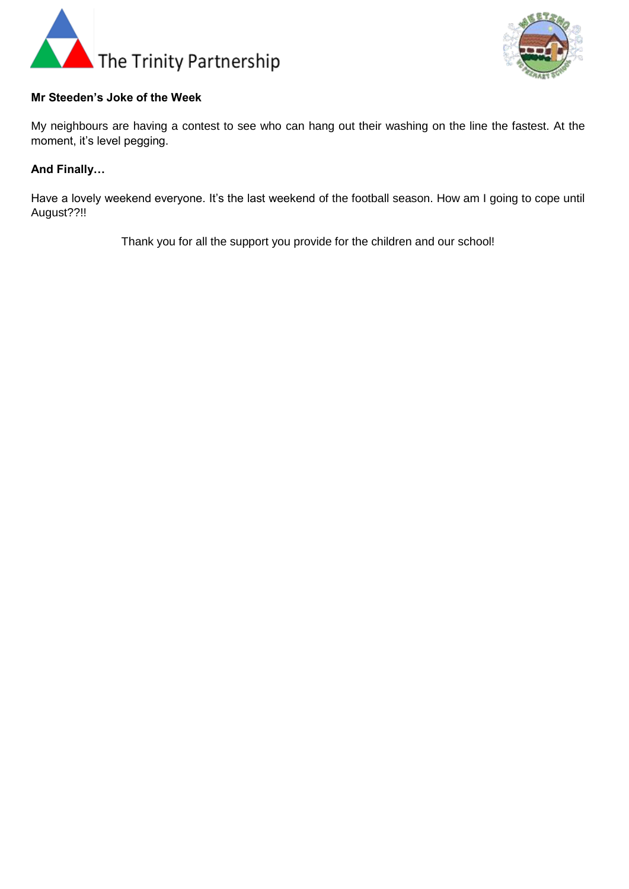**Mr Steeden's Joke of the Week**

My neighbours are having a contest to see who can hang out their washing on the line the fastest. At the moment, it's level pegging.

**And Finally…**

Have a lovely weekend everyone. It's the last weekend of the football season. How am I going to cope until August??!!

Thank you for all the support you provide for the children and our school!